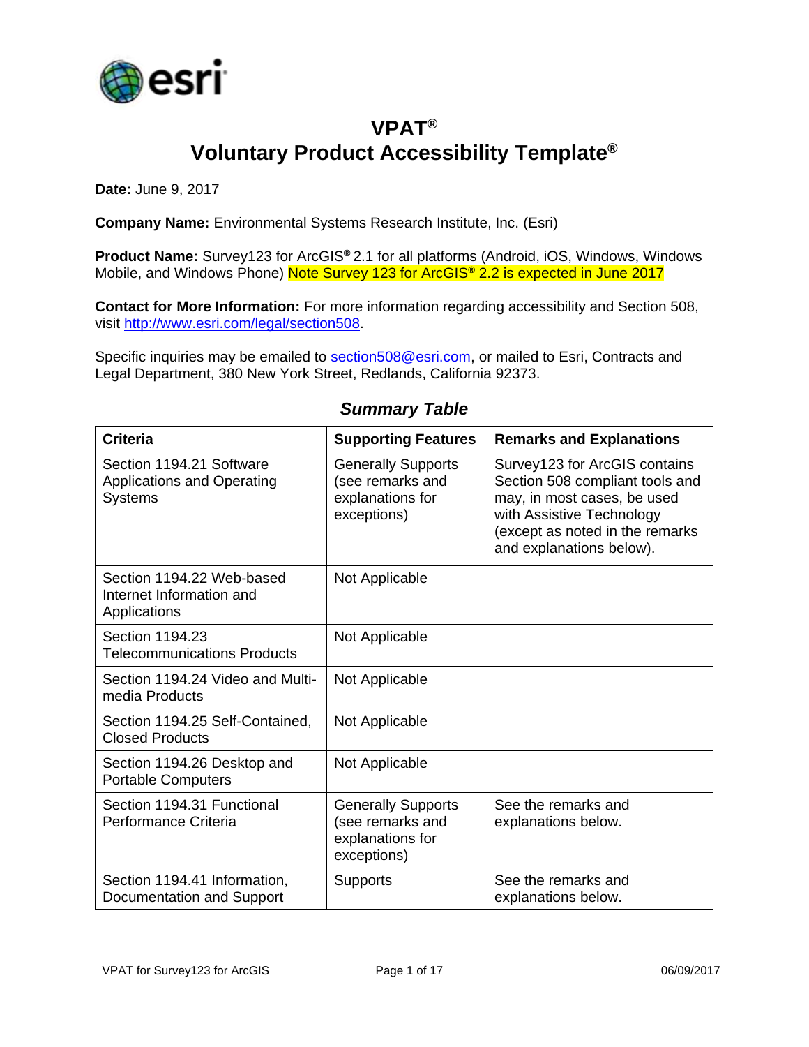# VPAT®
# Voluntary Product Accessibility Template®

**Date:** June 9, 2017

**Company Name:** Environmental Systems Research Institute, Inc. (Esri)

**Product Name:** Survey123 for ArcGIS® 2.1 for all platforms (Android, iOS, Windows, Windows Mobile, and Windows Phone) Note Survey 123 for ArcGIS® 2.2 is expected in June 2017

**Contact for More Information:** For more information regarding accessibility and Section 508, visit http://www.esri.com/legal/section508.

Specific inquiries may be emailed to section508@esri.com, or mailed to Esri, Contracts and Legal Department, 380 New York Street, Redlands, California 92373.

## *Summary Table*

| Criteria | Supporting Features | Remarks and Explanations |
|---|---|---|
| Section 1194.21 Software Applications and Operating Systems | Generally Supports (see remarks and explanations for exceptions) | Survey123 for ArcGIS contains Section 508 compliant tools and may, in most cases, be used with Assistive Technology (except as noted in the remarks and explanations below). |
| Section 1194.22 Web-based Internet Information and Applications | Not Applicable | |
| Section 1194.23 Telecommunications Products | Not Applicable | |
| Section 1194.24 Video and Multi-media Products | Not Applicable | |
| Section 1194.25 Self-Contained, Closed Products | Not Applicable | |
| Section 1194.26 Desktop and Portable Computers | Not Applicable | |
| Section 1194.31 Functional Performance Criteria | Generally Supports (see remarks and explanations for exceptions) | See the remarks and explanations below. |
| Section 1194.41 Information, Documentation and Support | Supports | See the remarks and explanations below. |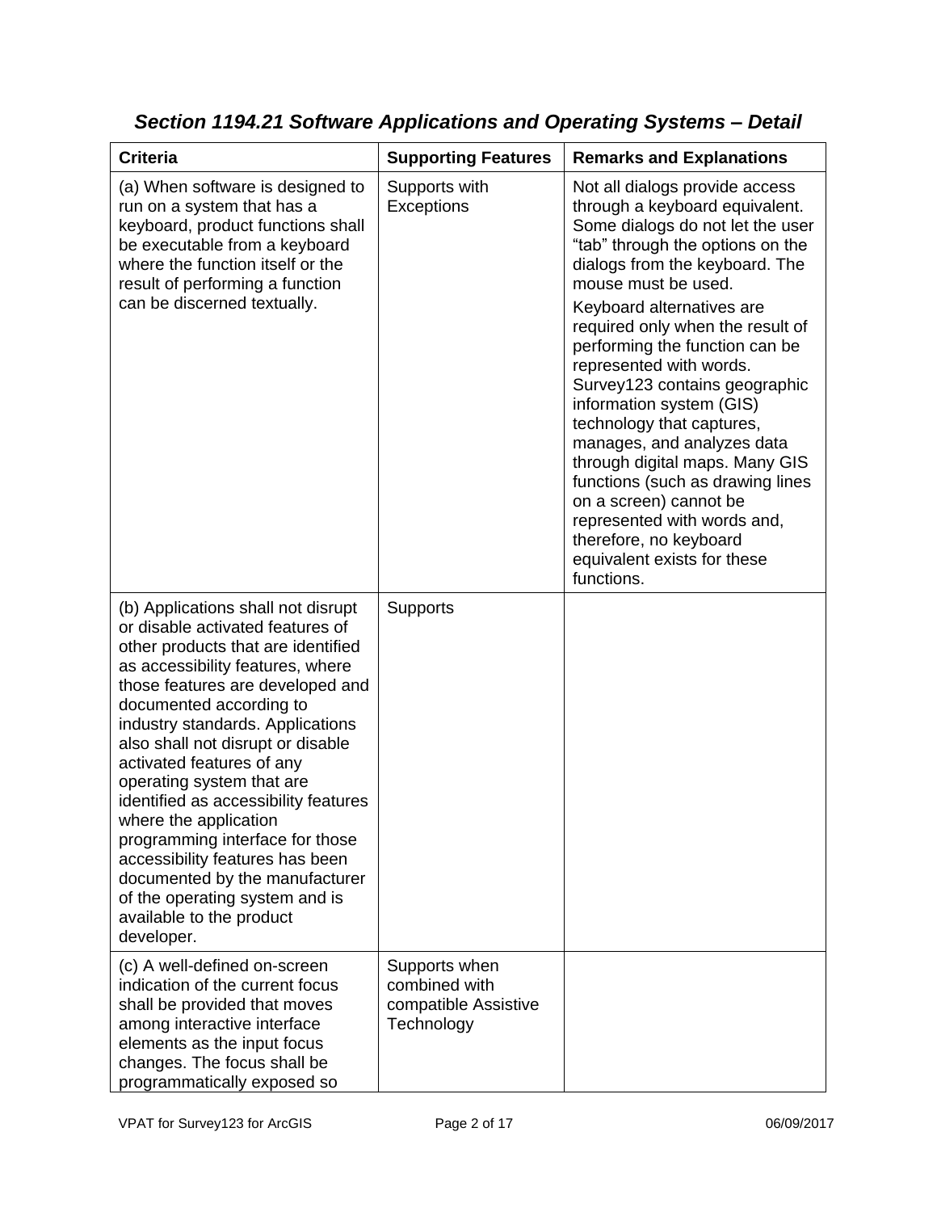### *Section 1194.21 Software Applications and Operating Systems – Detail*

| Criteria | Supporting Features | Remarks and Explanations |
|---|---|---|
| (a) When software is designed to run on a system that has a keyboard, product functions shall be executable from a keyboard where the function itself or the result of performing a function can be discerned textually. | Supports with Exceptions | Not all dialogs provide access through a keyboard equivalent. Some dialogs do not let the user "tab" through the options on the dialogs from the keyboard. The mouse must be used.<br><br>Keyboard alternatives are required only when the result of performing the function can be represented with words. Survey123 contains geographic information system (GIS) technology that captures, manages, and analyzes data through digital maps. Many GIS functions (such as drawing lines on a screen) cannot be represented with words and, therefore, no keyboard equivalent exists for these functions. |
| (b) Applications shall not disrupt or disable activated features of other products that are identified as accessibility features, where those features are developed and documented according to industry standards. Applications also shall not disrupt or disable activated features of any operating system that are identified as accessibility features where the application programming interface for those accessibility features has been documented by the manufacturer of the operating system and is available to the product developer. | Supports | |
| (c) A well-defined on-screen indication of the current focus shall be provided that moves among interactive interface elements as the input focus changes. The focus shall be programmatically exposed so | Supports when combined with compatible Assistive Technology | |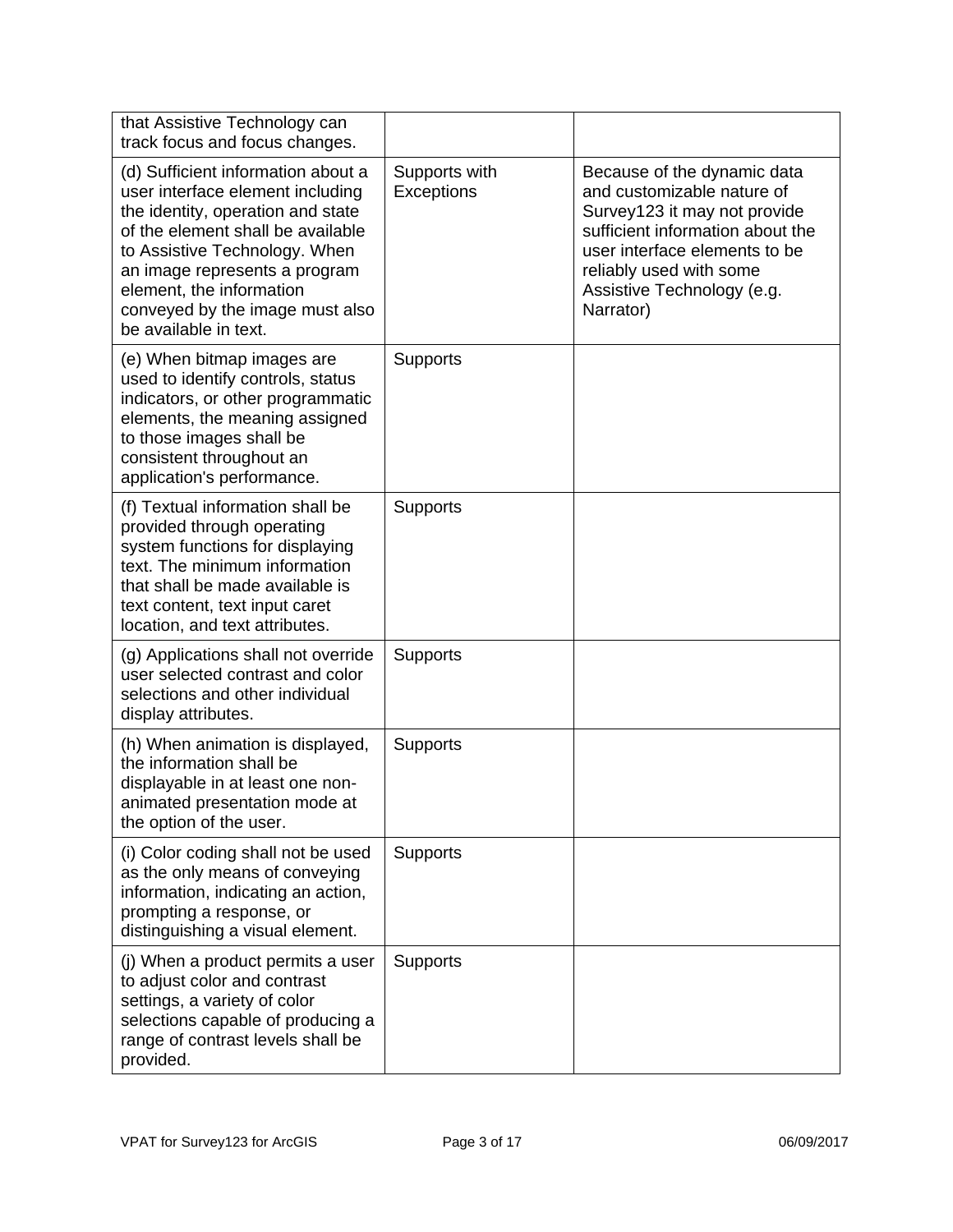| | | |
|---|---|---|
| that Assistive Technology can track focus and focus changes. | | |
| (d) Sufficient information about a user interface element including the identity, operation and state of the element shall be available to Assistive Technology. When an image represents a program element, the information conveyed by the image must also be available in text. | Supports with Exceptions | Because of the dynamic data and customizable nature of Survey123 it may not provide sufficient information about the user interface elements to be reliably used with some Assistive Technology (e.g. Narrator) |
| (e) When bitmap images are used to identify controls, status indicators, or other programmatic elements, the meaning assigned to those images shall be consistent throughout an application's performance. | Supports | |
| (f) Textual information shall be provided through operating system functions for displaying text. The minimum information that shall be made available is text content, text input caret location, and text attributes. | Supports | |
| (g) Applications shall not override user selected contrast and color selections and other individual display attributes. | Supports | |
| (h) When animation is displayed, the information shall be displayable in at least one non-animated presentation mode at the option of the user. | Supports | |
| (i) Color coding shall not be used as the only means of conveying information, indicating an action, prompting a response, or distinguishing a visual element. | Supports | |
| (j) When a product permits a user to adjust color and contrast settings, a variety of color selections capable of producing a range of contrast levels shall be provided. | Supports | |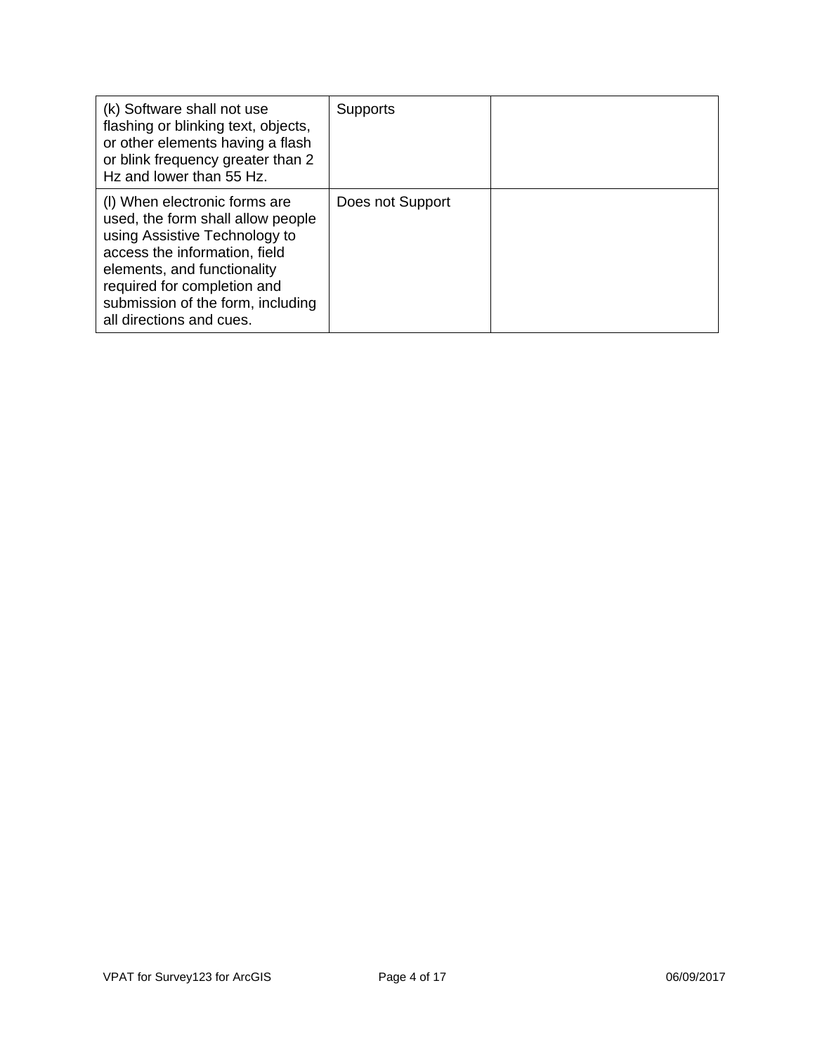| | | |
|---|---|---|
| (k) Software shall not use flashing or blinking text, objects, or other elements having a flash or blink frequency greater than 2 Hz and lower than 55 Hz. | Supports | |
| (l) When electronic forms are used, the form shall allow people using Assistive Technology to access the information, field elements, and functionality required for completion and submission of the form, including all directions and cues. | Does not Support | |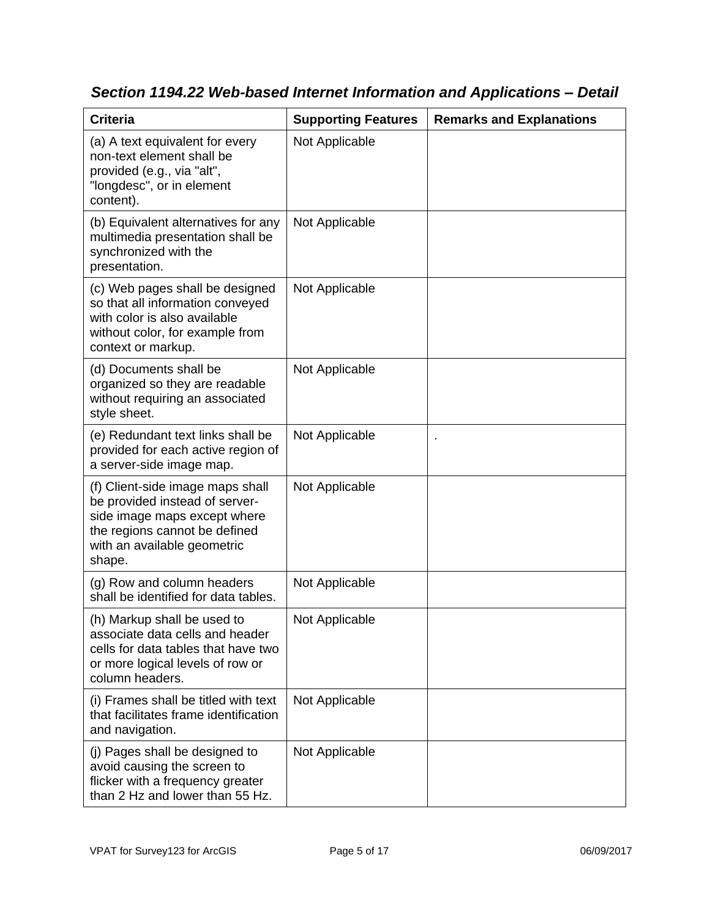### *Section 1194.22 Web-based Internet Information and Applications – Detail*

| Criteria | Supporting Features | Remarks and Explanations |
|---|---|---|
| (a) A text equivalent for every non-text element shall be provided (e.g., via "alt", "longdesc", or in element content). | Not Applicable | |
| (b) Equivalent alternatives for any multimedia presentation shall be synchronized with the presentation. | Not Applicable | |
| (c) Web pages shall be designed so that all information conveyed with color is also available without color, for example from context or markup. | Not Applicable | |
| (d) Documents shall be organized so they are readable without requiring an associated style sheet. | Not Applicable | |
| (e) Redundant text links shall be provided for each active region of a server-side image map. | Not Applicable | . |
| (f) Client-side image maps shall be provided instead of server-side image maps except where the regions cannot be defined with an available geometric shape. | Not Applicable | |
| (g) Row and column headers shall be identified for data tables. | Not Applicable | |
| (h) Markup shall be used to associate data cells and header cells for data tables that have two or more logical levels of row or column headers. | Not Applicable | |
| (i) Frames shall be titled with text that facilitates frame identification and navigation. | Not Applicable | |
| (j) Pages shall be designed to avoid causing the screen to flicker with a frequency greater than 2 Hz and lower than 55 Hz. | Not Applicable | |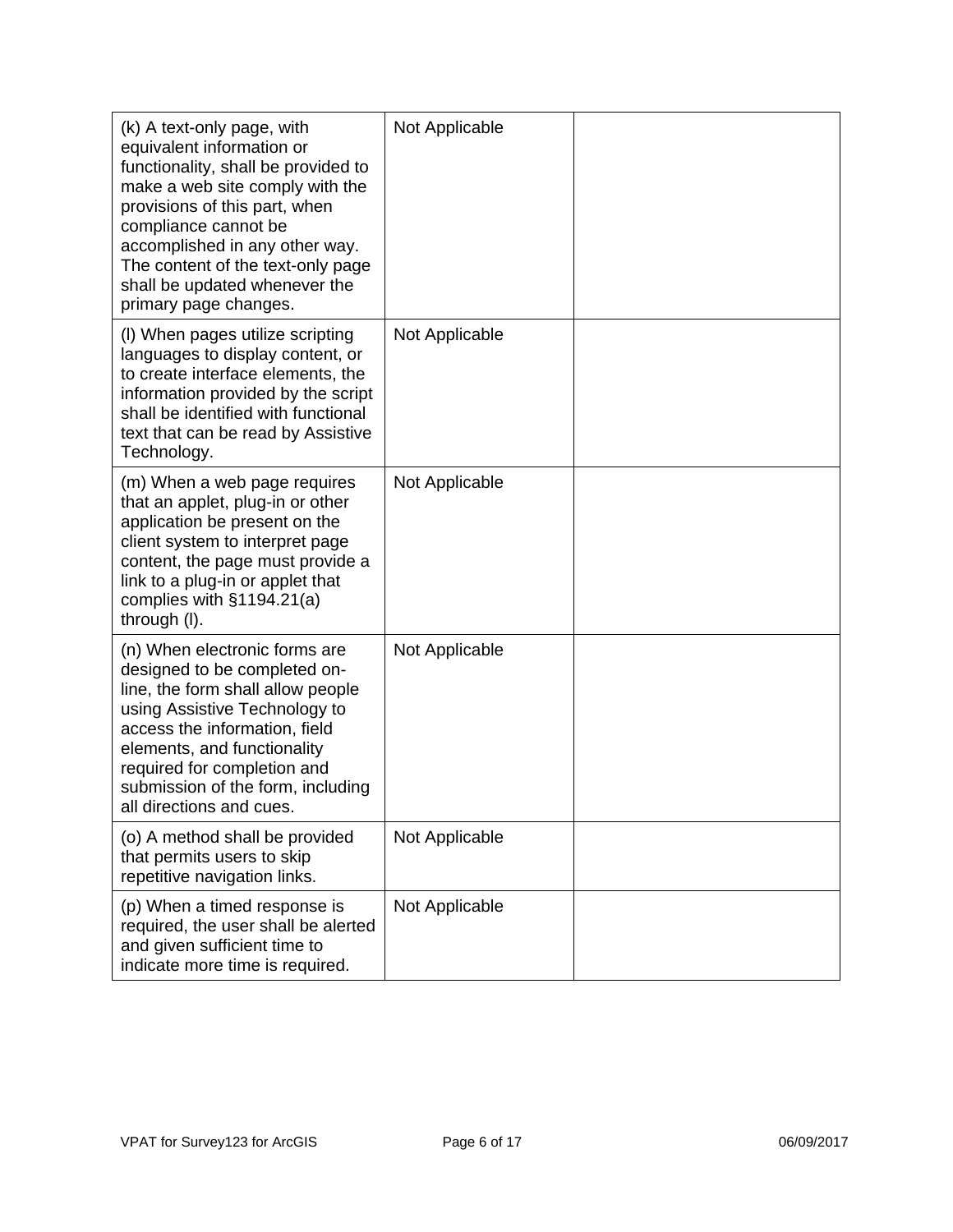| | | |
|---|---|---|
| (k) A text-only page, with equivalent information or functionality, shall be provided to make a web site comply with the provisions of this part, when compliance cannot be accomplished in any other way. The content of the text-only page shall be updated whenever the primary page changes. | Not Applicable | |
| (l) When pages utilize scripting languages to display content, or to create interface elements, the information provided by the script shall be identified with functional text that can be read by Assistive Technology. | Not Applicable | |
| (m) When a web page requires that an applet, plug-in or other application be present on the client system to interpret page content, the page must provide a link to a plug-in or applet that complies with §1194.21(a) through (l). | Not Applicable | |
| (n) When electronic forms are designed to be completed on-line, the form shall allow people using Assistive Technology to access the information, field elements, and functionality required for completion and submission of the form, including all directions and cues. | Not Applicable | |
| (o) A method shall be provided that permits users to skip repetitive navigation links. | Not Applicable | |
| (p) When a timed response is required, the user shall be alerted and given sufficient time to indicate more time is required. | Not Applicable | |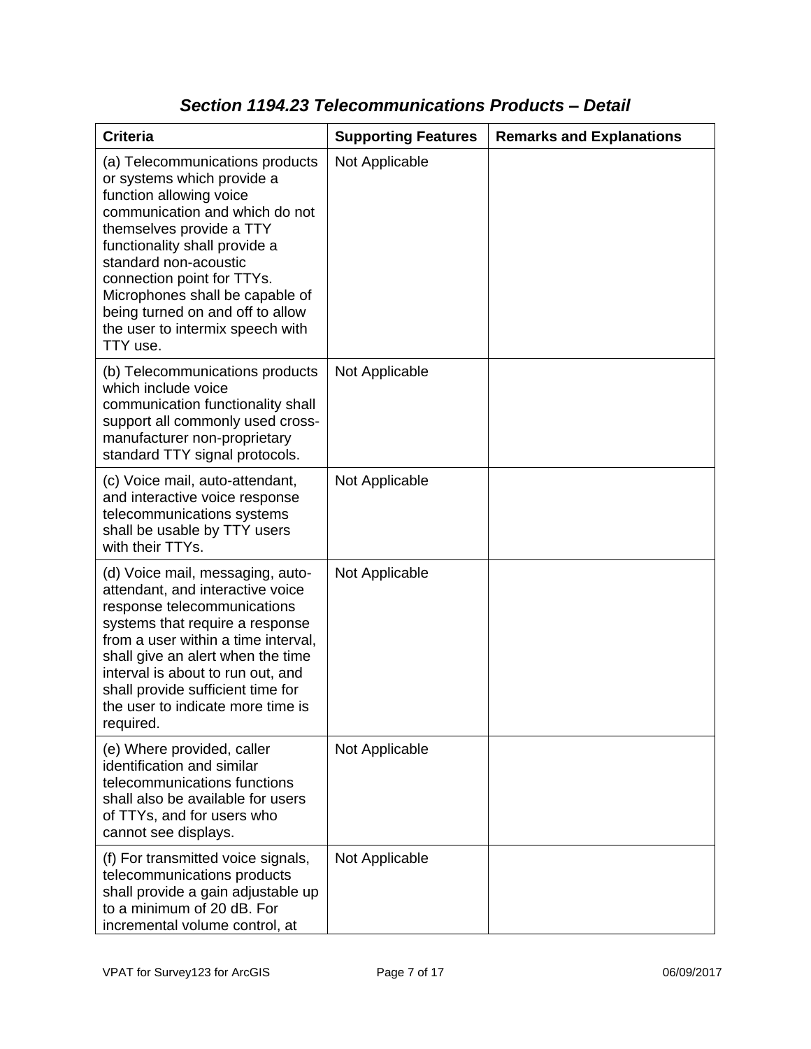## *Section 1194.23 Telecommunications Products – Detail*

| Criteria | Supporting Features | Remarks and Explanations |
| --- | --- | --- |
| (a) Telecommunications products or systems which provide a function allowing voice communication and which do not themselves provide a TTY functionality shall provide a standard non-acoustic connection point for TTYs. Microphones shall be capable of being turned on and off to allow the user to intermix speech with TTY use. | Not Applicable | |
| (b) Telecommunications products which include voice communication functionality shall support all commonly used cross-manufacturer non-proprietary standard TTY signal protocols. | Not Applicable | |
| (c) Voice mail, auto-attendant, and interactive voice response telecommunications systems shall be usable by TTY users with their TTYs. | Not Applicable | |
| (d) Voice mail, messaging, auto-attendant, and interactive voice response telecommunications systems that require a response from a user within a time interval, shall give an alert when the time interval is about to run out, and shall provide sufficient time for the user to indicate more time is required. | Not Applicable | |
| (e) Where provided, caller identification and similar telecommunications functions shall also be available for users of TTYs, and for users who cannot see displays. | Not Applicable | |
| (f) For transmitted voice signals, telecommunications products shall provide a gain adjustable up to a minimum of 20 dB. For incremental volume control, at | Not Applicable | |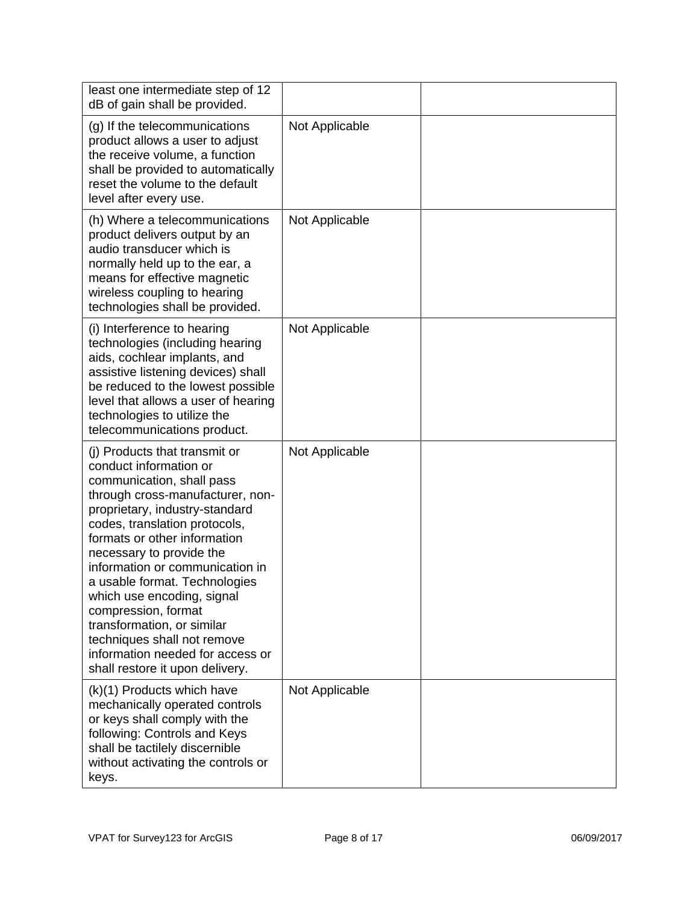| | | |
|---|---|---|
| least one intermediate step of 12 dB of gain shall be provided. | | |
| (g) If the telecommunications product allows a user to adjust the receive volume, a function shall be provided to automatically reset the volume to the default level after every use. | Not Applicable | |
| (h) Where a telecommunications product delivers output by an audio transducer which is normally held up to the ear, a means for effective magnetic wireless coupling to hearing technologies shall be provided. | Not Applicable | |
| (i) Interference to hearing technologies (including hearing aids, cochlear implants, and assistive listening devices) shall be reduced to the lowest possible level that allows a user of hearing technologies to utilize the telecommunications product. | Not Applicable | |
| (j) Products that transmit or conduct information or communication, shall pass through cross-manufacturer, non-proprietary, industry-standard codes, translation protocols, formats or other information necessary to provide the information or communication in a usable format. Technologies which use encoding, signal compression, format transformation, or similar techniques shall not remove information needed for access or shall restore it upon delivery. | Not Applicable | |
| (k)(1) Products which have mechanically operated controls or keys shall comply with the following: Controls and Keys shall be tactilely discernible without activating the controls or keys. | Not Applicable | |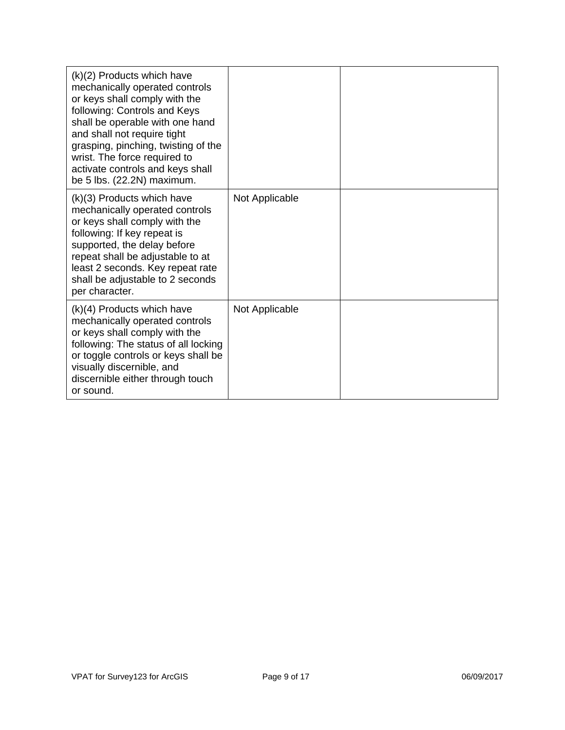| | | |
|---|---|---|
| (k)(2) Products which have mechanically operated controls or keys shall comply with the following: Controls and Keys shall be operable with one hand and shall not require tight grasping, pinching, twisting of the wrist. The force required to activate controls and keys shall be 5 lbs. (22.2N) maximum. | | |
| (k)(3) Products which have mechanically operated controls or keys shall comply with the following: If key repeat is supported, the delay before repeat shall be adjustable to at least 2 seconds. Key repeat rate shall be adjustable to 2 seconds per character. | Not Applicable | |
| (k)(4) Products which have mechanically operated controls or keys shall comply with the following: The status of all locking or toggle controls or keys shall be visually discernible, and discernible either through touch or sound. | Not Applicable | |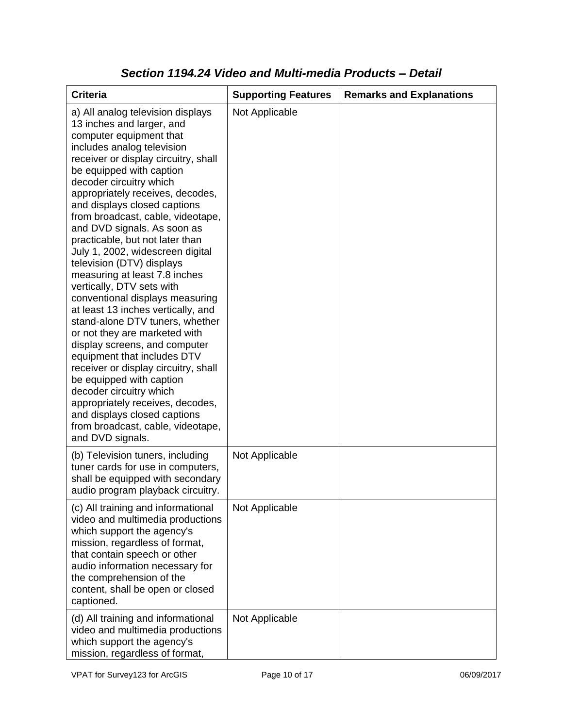## *Section 1194.24 Video and Multi-media Products – Detail*

| Criteria | Supporting Features | Remarks and Explanations |
| --- | --- | --- |
| a) All analog television displays 13 inches and larger, and computer equipment that includes analog television receiver or display circuitry, shall be equipped with caption decoder circuitry which appropriately receives, decodes, and displays closed captions from broadcast, cable, videotape, and DVD signals. As soon as practicable, but not later than July 1, 2002, widescreen digital television (DTV) displays measuring at least 7.8 inches vertically, DTV sets with conventional displays measuring at least 13 inches vertically, and stand-alone DTV tuners, whether or not they are marketed with display screens, and computer equipment that includes DTV receiver or display circuitry, shall be equipped with caption decoder circuitry which appropriately receives, decodes, and displays closed captions from broadcast, cable, videotape, and DVD signals. | Not Applicable | |
| (b) Television tuners, including tuner cards for use in computers, shall be equipped with secondary audio program playback circuitry. | Not Applicable | |
| (c) All training and informational video and multimedia productions which support the agency's mission, regardless of format, that contain speech or other audio information necessary for the comprehension of the content, shall be open or closed captioned. | Not Applicable | |
| (d) All training and informational video and multimedia productions which support the agency's mission, regardless of format, | Not Applicable | |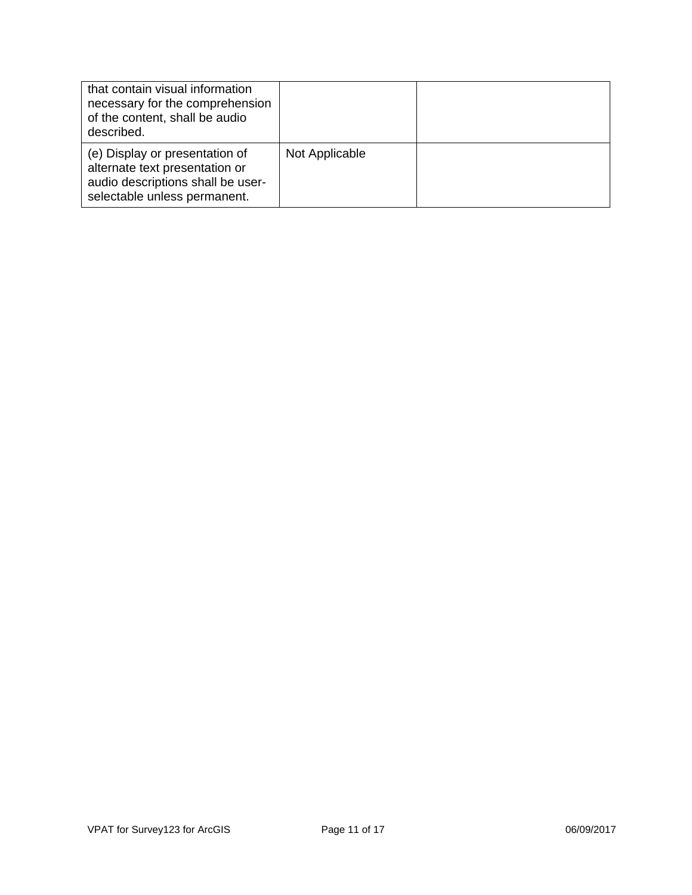| | | |
|---|---|---|
| that contain visual information necessary for the comprehension of the content, shall be audio described. | | |
| (e) Display or presentation of alternate text presentation or audio descriptions shall be user-selectable unless permanent. | Not Applicable | |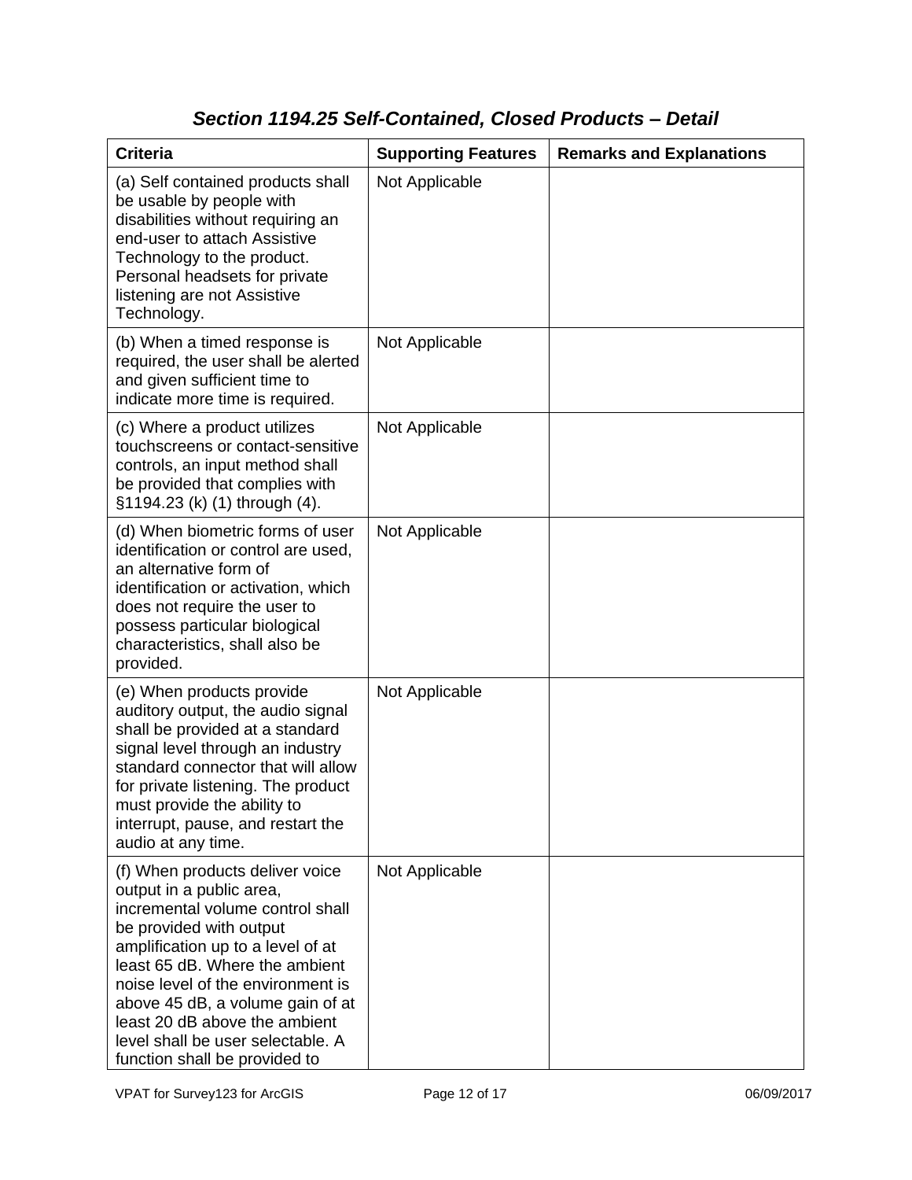### *Section 1194.25 Self-Contained, Closed Products – Detail*

| Criteria | Supporting Features | Remarks and Explanations |
|---|---|---|
| (a) Self contained products shall be usable by people with disabilities without requiring an end-user to attach Assistive Technology to the product. Personal headsets for private listening are not Assistive Technology. | Not Applicable | |
| (b) When a timed response is required, the user shall be alerted and given sufficient time to indicate more time is required. | Not Applicable | |
| (c) Where a product utilizes touchscreens or contact-sensitive controls, an input method shall be provided that complies with §1194.23 (k) (1) through (4). | Not Applicable | |
| (d) When biometric forms of user identification or control are used, an alternative form of identification or activation, which does not require the user to possess particular biological characteristics, shall also be provided. | Not Applicable | |
| (e) When products provide auditory output, the audio signal shall be provided at a standard signal level through an industry standard connector that will allow for private listening. The product must provide the ability to interrupt, pause, and restart the audio at any time. | Not Applicable | |
| (f) When products deliver voice output in a public area, incremental volume control shall be provided with output amplification up to a level of at least 65 dB. Where the ambient noise level of the environment is above 45 dB, a volume gain of at least 20 dB above the ambient level shall be user selectable. A function shall be provided to | Not Applicable | |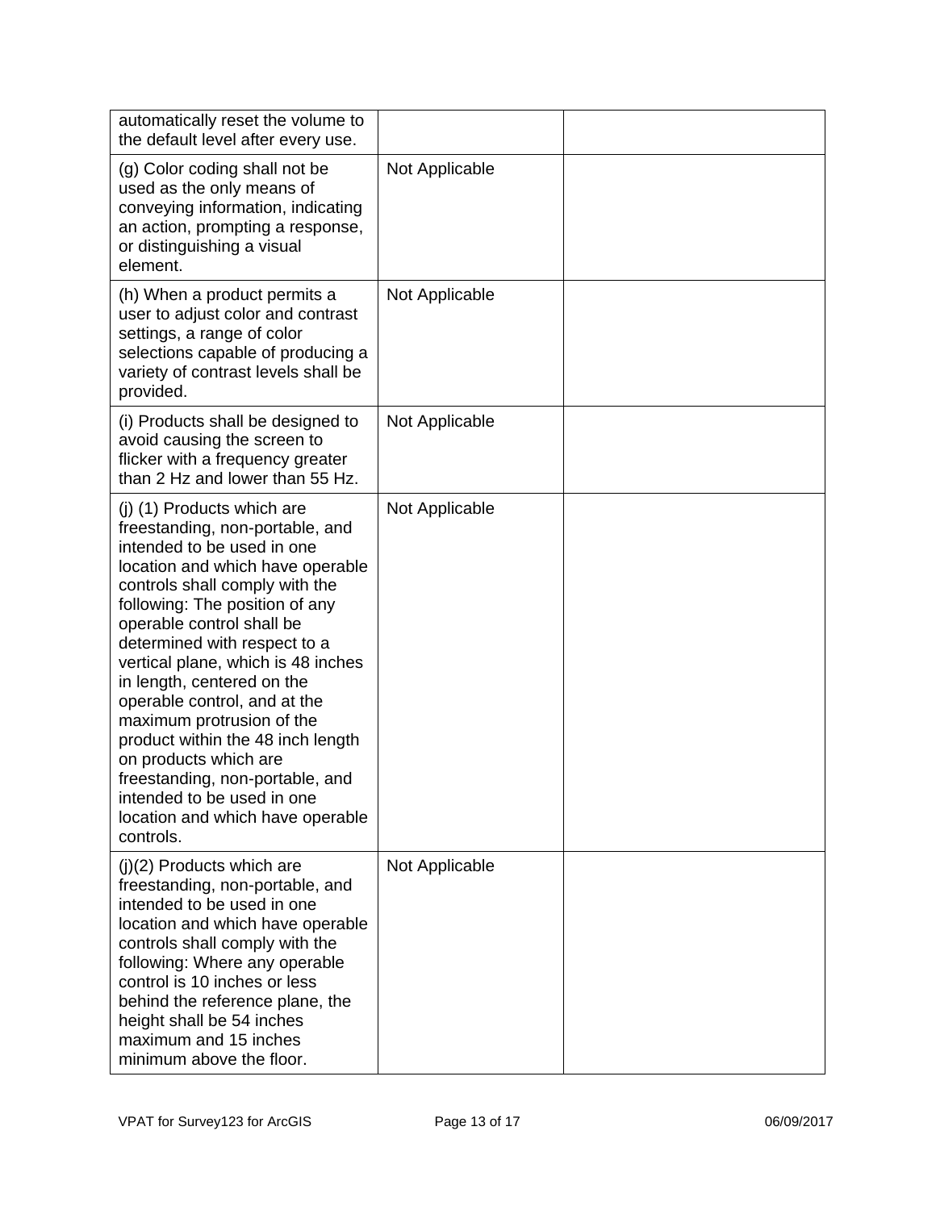| | | |
|---|---|---|
| automatically reset the volume to the default level after every use. | | |
| (g) Color coding shall not be used as the only means of conveying information, indicating an action, prompting a response, or distinguishing a visual element. | Not Applicable | |
| (h) When a product permits a user to adjust color and contrast settings, a range of color selections capable of producing a variety of contrast levels shall be provided. | Not Applicable | |
| (i) Products shall be designed to avoid causing the screen to flicker with a frequency greater than 2 Hz and lower than 55 Hz. | Not Applicable | |
| (j) (1) Products which are freestanding, non-portable, and intended to be used in one location and which have operable controls shall comply with the following: The position of any operable control shall be determined with respect to a vertical plane, which is 48 inches in length, centered on the operable control, and at the maximum protrusion of the product within the 48 inch length on products which are freestanding, non-portable, and intended to be used in one location and which have operable controls. | Not Applicable | |
| (j)(2) Products which are freestanding, non-portable, and intended to be used in one location and which have operable controls shall comply with the following: Where any operable control is 10 inches or less behind the reference plane, the height shall be 54 inches maximum and 15 inches minimum above the floor. | Not Applicable | |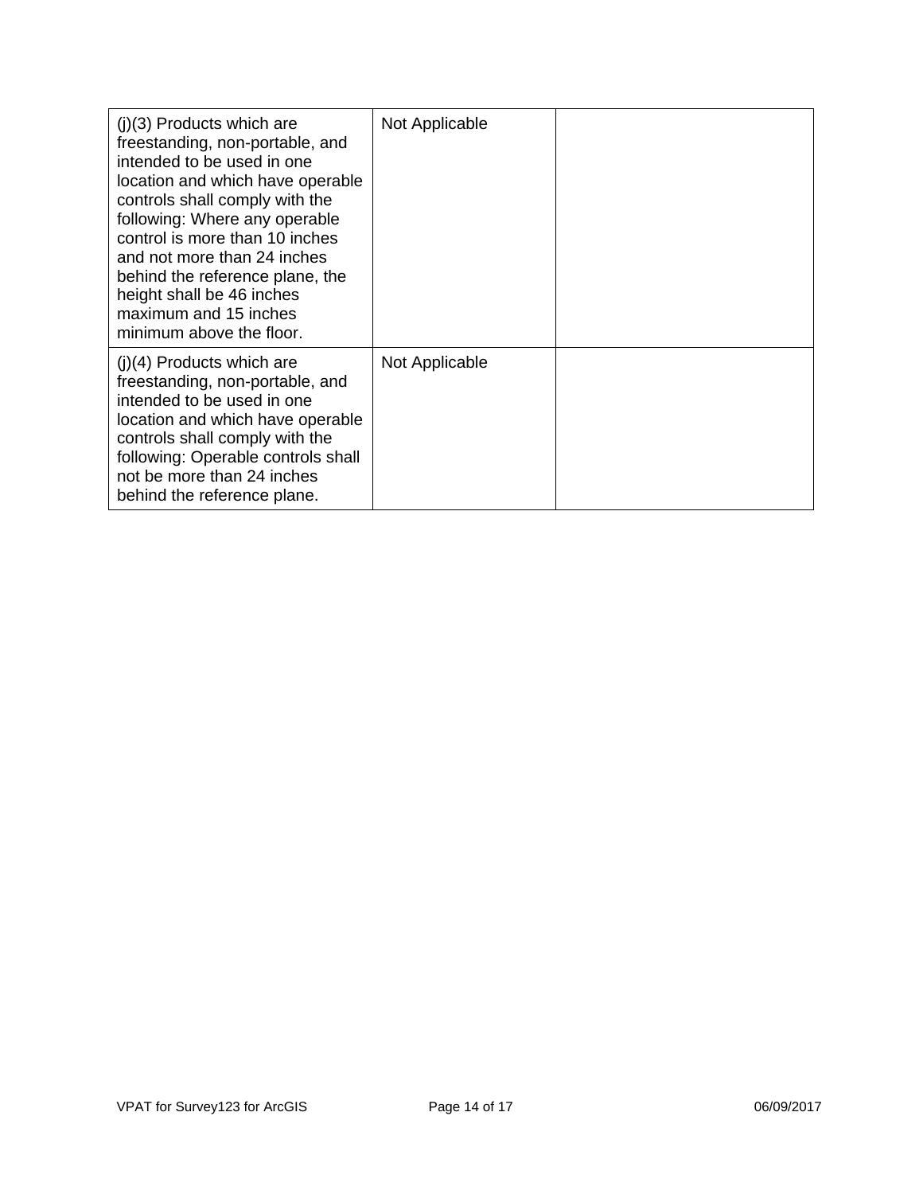| | | |
|---|---|---|
| (j)(3) Products which are freestanding, non-portable, and intended to be used in one location and which have operable controls shall comply with the following: Where any operable control is more than 10 inches and not more than 24 inches behind the reference plane, the height shall be 46 inches maximum and 15 inches minimum above the floor. | Not Applicable | |
| (j)(4) Products which are freestanding, non-portable, and intended to be used in one location and which have operable controls shall comply with the following: Operable controls shall not be more than 24 inches behind the reference plane. | Not Applicable | |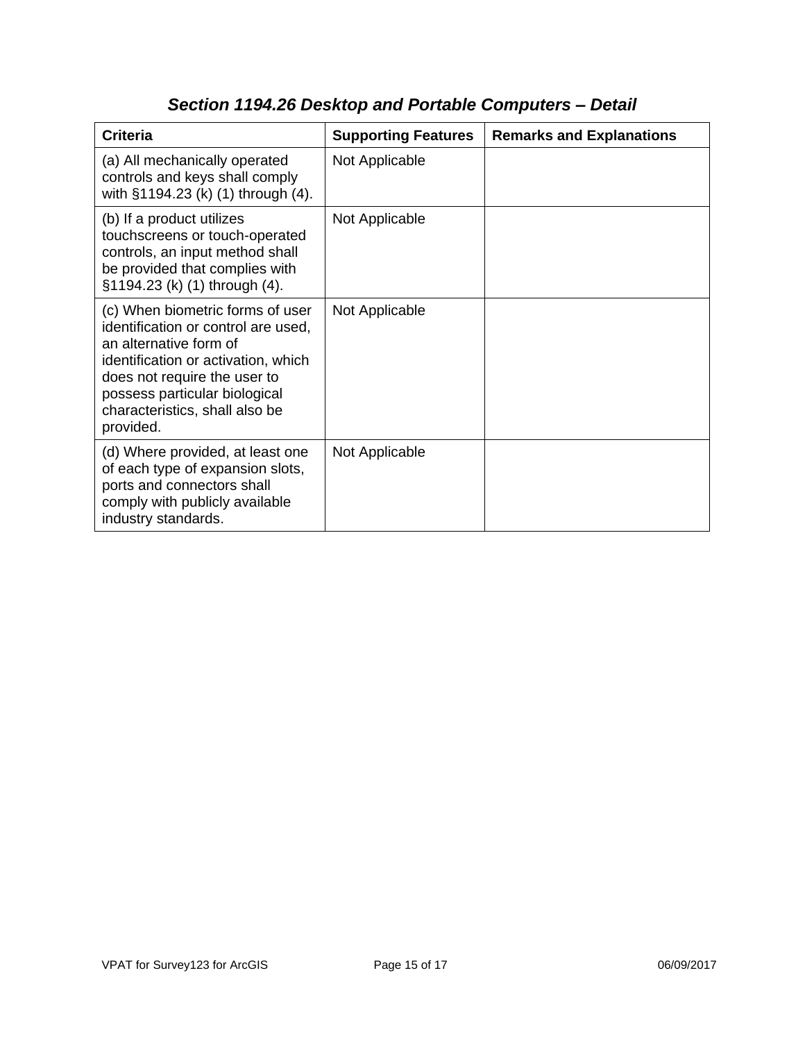## *Section 1194.26 Desktop and Portable Computers – Detail*

| Criteria | Supporting Features | Remarks and Explanations |
|---|---|---|
| (a) All mechanically operated controls and keys shall comply with §1194.23 (k) (1) through (4). | Not Applicable | |
| (b) If a product utilizes touchscreens or touch-operated controls, an input method shall be provided that complies with §1194.23 (k) (1) through (4). | Not Applicable | |
| (c) When biometric forms of user identification or control are used, an alternative form of identification or activation, which does not require the user to possess particular biological characteristics, shall also be provided. | Not Applicable | |
| (d) Where provided, at least one of each type of expansion slots, ports and connectors shall comply with publicly available industry standards. | Not Applicable | |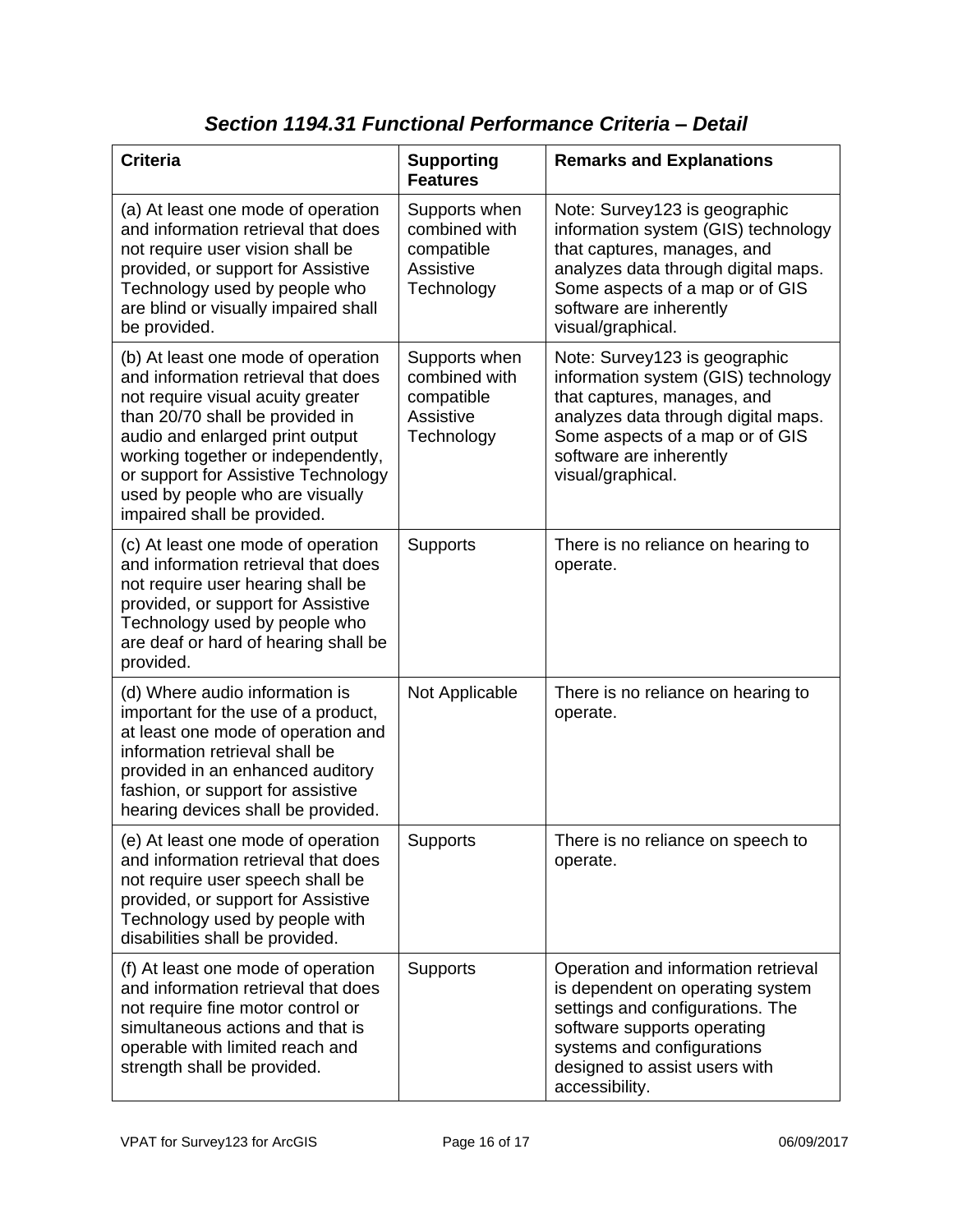## *Section 1194.31 Functional Performance Criteria – Detail*

| Criteria | Supporting Features | Remarks and Explanations |
| --- | --- | --- |
| (a) At least one mode of operation and information retrieval that does not require user vision shall be provided, or support for Assistive Technology used by people who are blind or visually impaired shall be provided. | Supports when combined with compatible Assistive Technology | Note: Survey123 is geographic information system (GIS) technology that captures, manages, and analyzes data through digital maps. Some aspects of a map or of GIS software are inherently visual/graphical. |
| (b) At least one mode of operation and information retrieval that does not require visual acuity greater than 20/70 shall be provided in audio and enlarged print output working together or independently, or support for Assistive Technology used by people who are visually impaired shall be provided. | Supports when combined with compatible Assistive Technology | Note: Survey123 is geographic information system (GIS) technology that captures, manages, and analyzes data through digital maps. Some aspects of a map or of GIS software are inherently visual/graphical. |
| (c) At least one mode of operation and information retrieval that does not require user hearing shall be provided, or support for Assistive Technology used by people who are deaf or hard of hearing shall be provided. | Supports | There is no reliance on hearing to operate. |
| (d) Where audio information is important for the use of a product, at least one mode of operation and information retrieval shall be provided in an enhanced auditory fashion, or support for assistive hearing devices shall be provided. | Not Applicable | There is no reliance on hearing to operate. |
| (e) At least one mode of operation and information retrieval that does not require user speech shall be provided, or support for Assistive Technology used by people with disabilities shall be provided. | Supports | There is no reliance on speech to operate. |
| (f) At least one mode of operation and information retrieval that does not require fine motor control or simultaneous actions and that is operable with limited reach and strength shall be provided. | Supports | Operation and information retrieval is dependent on operating system settings and configurations. The software supports operating systems and configurations designed to assist users with accessibility. |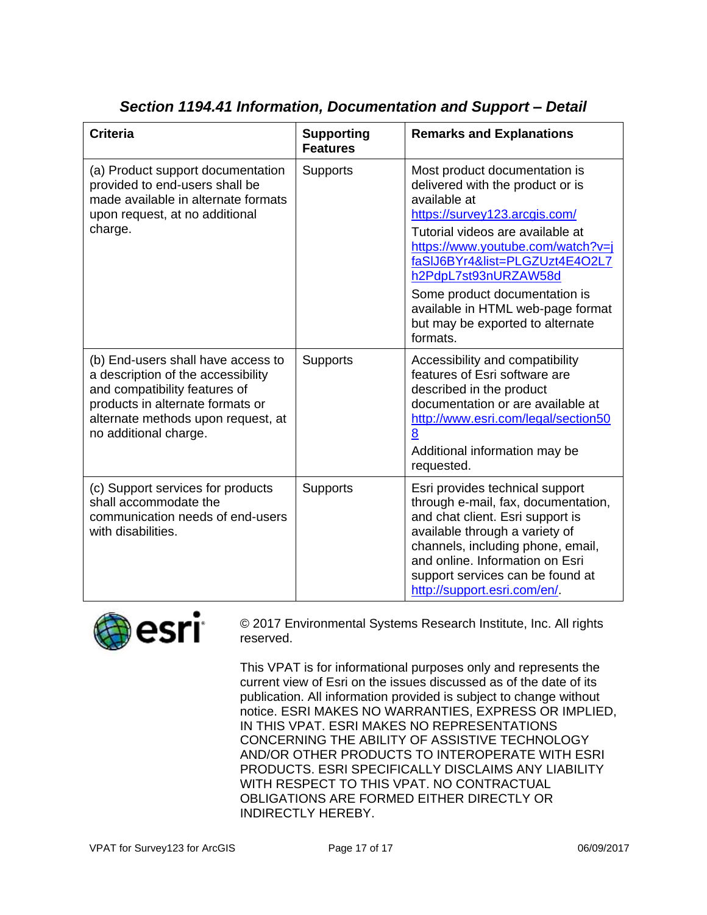### *Section 1194.41 Information, Documentation and Support – Detail*

| Criteria | Supporting Features | Remarks and Explanations |
|---|---|---|
| (a) Product support documentation provided to end-users shall be made available in alternate formats upon request, at no additional charge. | Supports | Most product documentation is delivered with the product or is available at https://survey123.arcgis.com/<br>Tutorial videos are available at https://www.youtube.com/watch?v=jfaSlJ6BYr4&list=PLGZUzt4E4O2L7h2PdpL7st93nURZAW58d<br>Some product documentation is available in HTML web-page format but may be exported to alternate formats. |
| (b) End-users shall have access to a description of the accessibility and compatibility features of products in alternate formats or alternate methods upon request, at no additional charge. | Supports | Accessibility and compatibility features of Esri software are described in the product documentation or are available at http://www.esri.com/legal/section508<br>Additional information may be requested. |
| (c) Support services for products shall accommodate the communication needs of end-users with disabilities. | Supports | Esri provides technical support through e-mail, fax, documentation, and chat client. Esri support is available through a variety of channels, including phone, email, and online. Information on Esri support services can be found at http://support.esri.com/en/. |

esri

© 2017 Environmental Systems Research Institute, Inc. All rights reserved.

This VPAT is for informational purposes only and represents the current view of Esri on the issues discussed as of the date of its publication. All information provided is subject to change without notice. ESRI MAKES NO WARRANTIES, EXPRESS OR IMPLIED, IN THIS VPAT. ESRI MAKES NO REPRESENTATIONS CONCERNING THE ABILITY OF ASSISTIVE TECHNOLOGY AND/OR OTHER PRODUCTS TO INTEROPERATE WITH ESRI PRODUCTS. ESRI SPECIFICALLY DISCLAIMS ANY LIABILITY WITH RESPECT TO THIS VPAT. NO CONTRACTUAL OBLIGATIONS ARE FORMED EITHER DIRECTLY OR INDIRECTLY HEREBY.